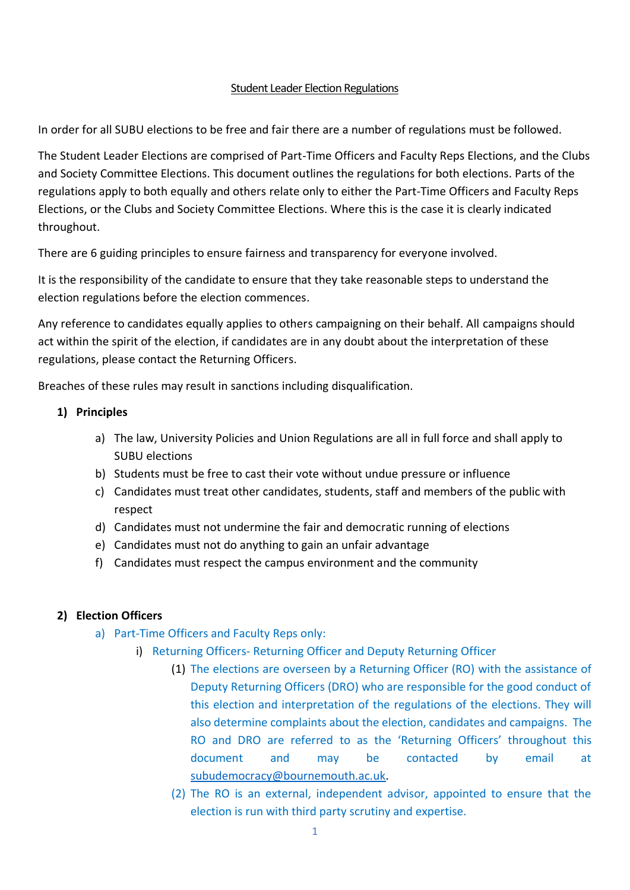# Student Leader Election Regulations

In order for all SUBU elections to be free and fair there are a number of regulations must be followed.

The Student Leader Elections are comprised of Part-Time Officers and Faculty Reps Elections, and the Clubs and Society Committee Elections. This document outlines the regulations for both elections. Parts of the regulations apply to both equally and others relate only to either the Part-Time Officers and Faculty Reps Elections, or the Clubs and Society Committee Elections. Where this is the case it is clearly indicated throughout.

There are 6 guiding principles to ensure fairness and transparency for everyone involved.

It is the responsibility of the candidate to ensure that they take reasonable steps to understand the election regulations before the election commences.

Any reference to candidates equally applies to others campaigning on their behalf. All campaigns should act within the spirit of the election, if candidates are in any doubt about the interpretation of these regulations, please contact the Returning Officers.

Breaches of these rules may result in sanctions including disqualification.

## 1) Principles

a) The law, University Policies and Union Regulations are all in full force and shall apply to SUBU elections
b) Students must be free to cast their vote without undue pressure or influence
c) Candidates must treat other candidates, students, staff and members of the public with respect
d) Candidates must not undermine the fair and democratic running of elections
e) Candidates must not do anything to gain an unfair advantage
f) Candidates must respect the campus environment and the community

## 2) Election Officers

a) Part-Time Officers and Faculty Reps only:

   i) Returning Officers- Returning Officer and Deputy Returning Officer

      (1) The elections are overseen by a Returning Officer (RO) with the assistance of Deputy Returning Officers (DRO) who are responsible for the good conduct of this election and interpretation of the regulations of the elections. They will also determine complaints about the election, candidates and campaigns. The RO and DRO are referred to as the 'Returning Officers' throughout this document and may be contacted by email at subudemocracy@bournemouth.ac.uk.

      (2) The RO is an external, independent advisor, appointed to ensure that the election is run with third party scrutiny and expertise.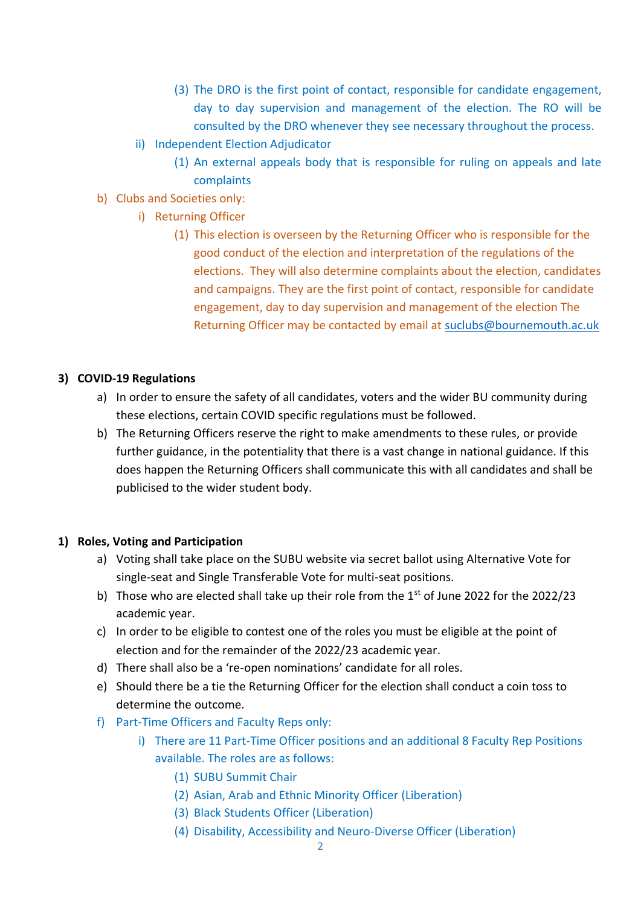(3) The DRO is the first point of contact, responsible for candidate engagement, day to day supervision and management of the election. The RO will be consulted by the DRO whenever they see necessary throughout the process.

ii) Independent Election Adjudicator

(1) An external appeals body that is responsible for ruling on appeals and late complaints

b) Clubs and Societies only:

i) Returning Officer

(1) This election is overseen by the Returning Officer who is responsible for the good conduct of the election and interpretation of the regulations of the elections. They will also determine complaints about the election, candidates and campaigns. They are the first point of contact, responsible for candidate engagement, day to day supervision and management of the election The Returning Officer may be contacted by email at suclubs@bournemouth.ac.uk

**3) COVID-19 Regulations**

a) In order to ensure the safety of all candidates, voters and the wider BU community during these elections, certain COVID specific regulations must be followed.

b) The Returning Officers reserve the right to make amendments to these rules, or provide further guidance, in the potentiality that there is a vast change in national guidance. If this does happen the Returning Officers shall communicate this with all candidates and shall be publicised to the wider student body.

**1) Roles, Voting and Participation**

a) Voting shall take place on the SUBU website via secret ballot using Alternative Vote for single-seat and Single Transferable Vote for multi-seat positions.

b) Those who are elected shall take up their role from the 1st of June 2022 for the 2022/23 academic year.

c) In order to be eligible to contest one of the roles you must be eligible at the point of election and for the remainder of the 2022/23 academic year.

d) There shall also be a 're-open nominations' candidate for all roles.

e) Should there be a tie the Returning Officer for the election shall conduct a coin toss to determine the outcome.

f) Part-Time Officers and Faculty Reps only:

i) There are 11 Part-Time Officer positions and an additional 8 Faculty Rep Positions available. The roles are as follows:

(1) SUBU Summit Chair

(2) Asian, Arab and Ethnic Minority Officer (Liberation)

(3) Black Students Officer (Liberation)

(4) Disability, Accessibility and Neuro-Diverse Officer (Liberation)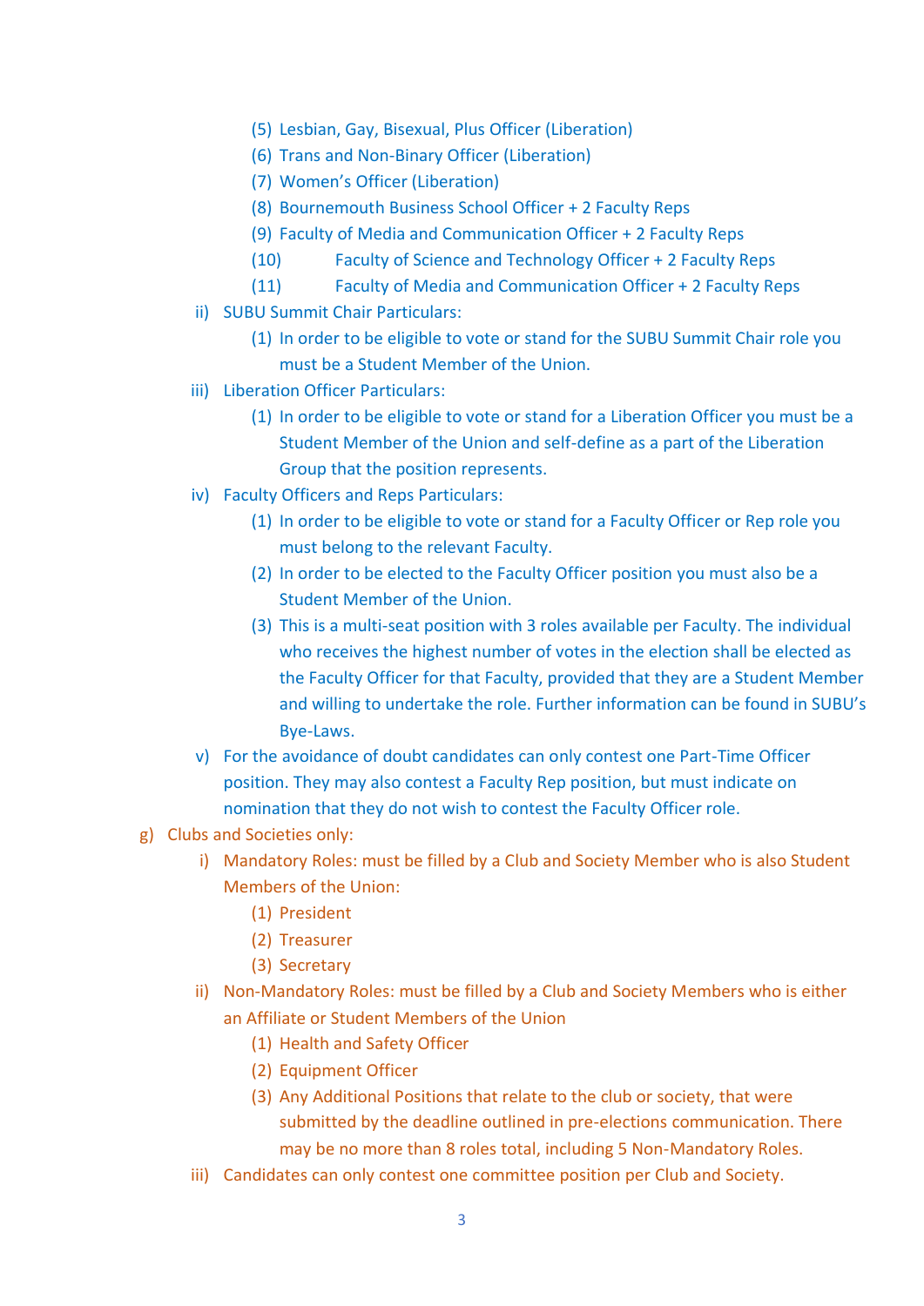(5) Lesbian, Gay, Bisexual, Plus Officer (Liberation)
        (6) Trans and Non-Binary Officer (Liberation)
        (7) Women's Officer (Liberation)
        (8) Bournemouth Business School Officer + 2 Faculty Reps
        (9) Faculty of Media and Communication Officer + 2 Faculty Reps
        (10) Faculty of Science and Technology Officer + 2 Faculty Reps
        (11) Faculty of Media and Communication Officer + 2 Faculty Reps

    ii) SUBU Summit Chair Particulars:
        (1) In order to be eligible to vote or stand for the SUBU Summit Chair role you must be a Student Member of the Union.

    iii) Liberation Officer Particulars:
        (1) In order to be eligible to vote or stand for a Liberation Officer you must be a Student Member of the Union and self-define as a part of the Liberation Group that the position represents.

    iv) Faculty Officers and Reps Particulars:
        (1) In order to be eligible to vote or stand for a Faculty Officer or Rep role you must belong to the relevant Faculty.
        (2) In order to be elected to the Faculty Officer position you must also be a Student Member of the Union.
        (3) This is a multi-seat position with 3 roles available per Faculty. The individual who receives the highest number of votes in the election shall be elected as the Faculty Officer for that Faculty, provided that they are a Student Member and willing to undertake the role. Further information can be found in SUBU's Bye-Laws.

    v) For the avoidance of doubt candidates can only contest one Part-Time Officer position. They may also contest a Faculty Rep position, but must indicate on nomination that they do not wish to contest the Faculty Officer role.

g) Clubs and Societies only:

    i) Mandatory Roles: must be filled by a Club and Society Member who is also Student Members of the Union:
        (1) President
        (2) Treasurer
        (3) Secretary

    ii) Non-Mandatory Roles: must be filled by a Club and Society Members who is either an Affiliate or Student Members of the Union
        (1) Health and Safety Officer
        (2) Equipment Officer
        (3) Any Additional Positions that relate to the club or society, that were submitted by the deadline outlined in pre-elections communication. There may be no more than 8 roles total, including 5 Non-Mandatory Roles.

    iii) Candidates can only contest one committee position per Club and Society.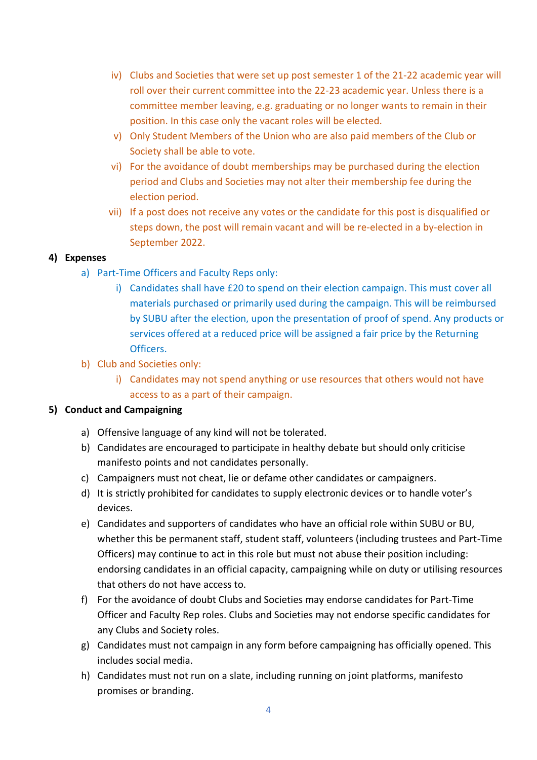iv) Clubs and Societies that were set up post semester 1 of the 21-22 academic year will roll over their current committee into the 22-23 academic year. Unless there is a committee member leaving, e.g. graduating or no longer wants to remain in their position. In this case only the vacant roles will be elected.

v) Only Student Members of the Union who are also paid members of the Club or Society shall be able to vote.

vi) For the avoidance of doubt memberships may be purchased during the election period and Clubs and Societies may not alter their membership fee during the election period.

vii) If a post does not receive any votes or the candidate for this post is disqualified or steps down, the post will remain vacant and will be re-elected in a by-election in September 2022.

**4) Expenses**

a) Part-Time Officers and Faculty Reps only:

i) Candidates shall have £20 to spend on their election campaign. This must cover all materials purchased or primarily used during the campaign. This will be reimbursed by SUBU after the election, upon the presentation of proof of spend. Any products or services offered at a reduced price will be assigned a fair price by the Returning Officers.

b) Club and Societies only:

i) Candidates may not spend anything or use resources that others would not have access to as a part of their campaign.

**5) Conduct and Campaigning**

a) Offensive language of any kind will not be tolerated.

b) Candidates are encouraged to participate in healthy debate but should only criticise manifesto points and not candidates personally.

c) Campaigners must not cheat, lie or defame other candidates or campaigners.

d) It is strictly prohibited for candidates to supply electronic devices or to handle voter's devices.

e) Candidates and supporters of candidates who have an official role within SUBU or BU, whether this be permanent staff, student staff, volunteers (including trustees and Part-Time Officers) may continue to act in this role but must not abuse their position including: endorsing candidates in an official capacity, campaigning while on duty or utilising resources that others do not have access to.

f) For the avoidance of doubt Clubs and Societies may endorse candidates for Part-Time Officer and Faculty Rep roles. Clubs and Societies may not endorse specific candidates for any Clubs and Society roles.

g) Candidates must not campaign in any form before campaigning has officially opened. This includes social media.

h) Candidates must not run on a slate, including running on joint platforms, manifesto promises or branding.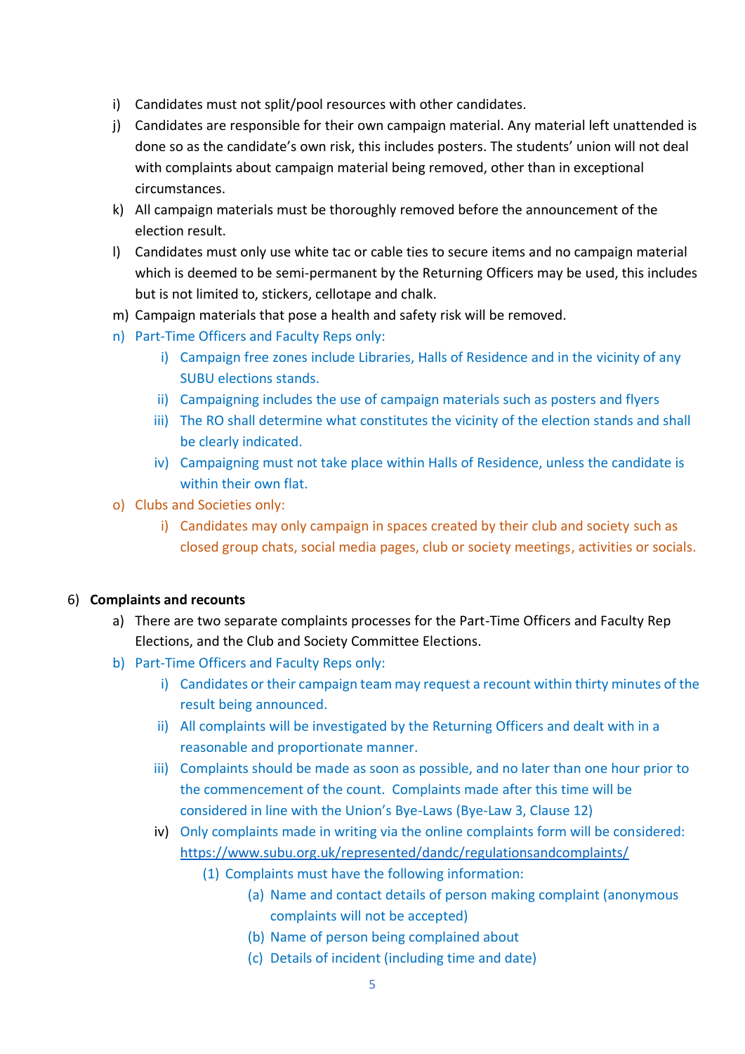i) Candidates must not split/pool resources with other candidates.

j) Candidates are responsible for their own campaign material. Any material left unattended is done so as the candidate's own risk, this includes posters. The students' union will not deal with complaints about campaign material being removed, other than in exceptional circumstances.

k) All campaign materials must be thoroughly removed before the announcement of the election result.

l) Candidates must only use white tac or cable ties to secure items and no campaign material which is deemed to be semi-permanent by the Returning Officers may be used, this includes but is not limited to, stickers, cellotape and chalk.

m) Campaign materials that pose a health and safety risk will be removed.

n) Part-Time Officers and Faculty Reps only:
    - i) Campaign free zones include Libraries, Halls of Residence and in the vicinity of any SUBU elections stands.
    - ii) Campaigning includes the use of campaign materials such as posters and flyers
    - iii) The RO shall determine what constitutes the vicinity of the election stands and shall be clearly indicated.
    - iv) Campaigning must not take place within Halls of Residence, unless the candidate is within their own flat.

o) Clubs and Societies only:
    - i) Candidates may only campaign in spaces created by their club and society such as closed group chats, social media pages, club or society meetings, activities or socials.

6) **Complaints and recounts**

a) There are two separate complaints processes for the Part-Time Officers and Faculty Rep Elections, and the Club and Society Committee Elections.

b) Part-Time Officers and Faculty Reps only:
    - i) Candidates or their campaign team may request a recount within thirty minutes of the result being announced.
    - ii) All complaints will be investigated by the Returning Officers and dealt with in a reasonable and proportionate manner.
    - iii) Complaints should be made as soon as possible, and no later than one hour prior to the commencement of the count. Complaints made after this time will be considered in line with the Union's Bye-Laws (Bye-Law 3, Clause 12)
    - iv) Only complaints made in writing via the online complaints form will be considered: https://www.subu.org.uk/represented/dandc/regulationsandcomplaints/
        - (1) Complaints must have the following information:
            - (a) Name and contact details of person making complaint (anonymous complaints will not be accepted)
            - (b) Name of person being complained about
            - (c) Details of incident (including time and date)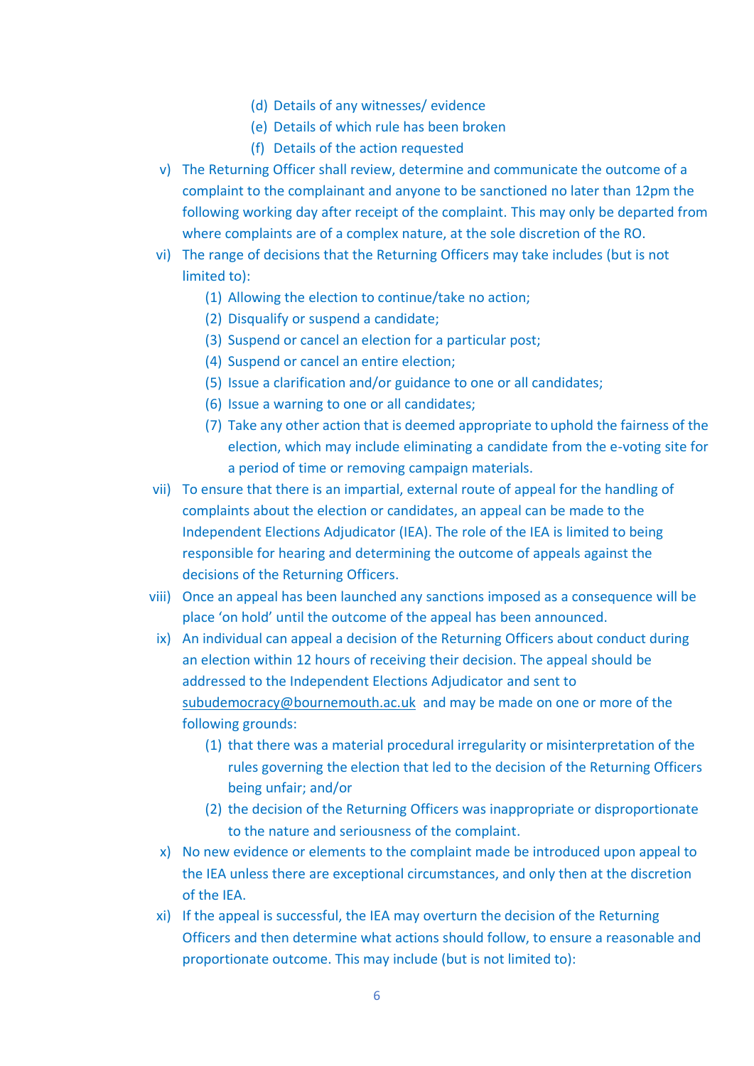(d) Details of any witnesses/ evidence
(e) Details of which rule has been broken
(f) Details of the action requested

v) The Returning Officer shall review, determine and communicate the outcome of a complaint to the complainant and anyone to be sanctioned no later than 12pm the following working day after receipt of the complaint. This may only be departed from where complaints are of a complex nature, at the sole discretion of the RO.

vi) The range of decisions that the Returning Officers may take includes (but is not limited to):

(1) Allowing the election to continue/take no action;
(2) Disqualify or suspend a candidate;
(3) Suspend or cancel an election for a particular post;
(4) Suspend or cancel an entire election;
(5) Issue a clarification and/or guidance to one or all candidates;
(6) Issue a warning to one or all candidates;
(7) Take any other action that is deemed appropriate to uphold the fairness of the election, which may include eliminating a candidate from the e-voting site for a period of time or removing campaign materials.

vii) To ensure that there is an impartial, external route of appeal for the handling of complaints about the election or candidates, an appeal can be made to the Independent Elections Adjudicator (IEA). The role of the IEA is limited to being responsible for hearing and determining the outcome of appeals against the decisions of the Returning Officers.

viii) Once an appeal has been launched any sanctions imposed as a consequence will be place 'on hold' until the outcome of the appeal has been announced.

ix) An individual can appeal a decision of the Returning Officers about conduct during an election within 12 hours of receiving their decision. The appeal should be addressed to the Independent Elections Adjudicator and sent to subudemocracy@bournemouth.ac.uk and may be made on one or more of the following grounds:

(1) that there was a material procedural irregularity or misinterpretation of the rules governing the election that led to the decision of the Returning Officers being unfair; and/or
(2) the decision of the Returning Officers was inappropriate or disproportionate to the nature and seriousness of the complaint.

x) No new evidence or elements to the complaint made be introduced upon appeal to the IEA unless there are exceptional circumstances, and only then at the discretion of the IEA.

xi) If the appeal is successful, the IEA may overturn the decision of the Returning Officers and then determine what actions should follow, to ensure a reasonable and proportionate outcome. This may include (but is not limited to):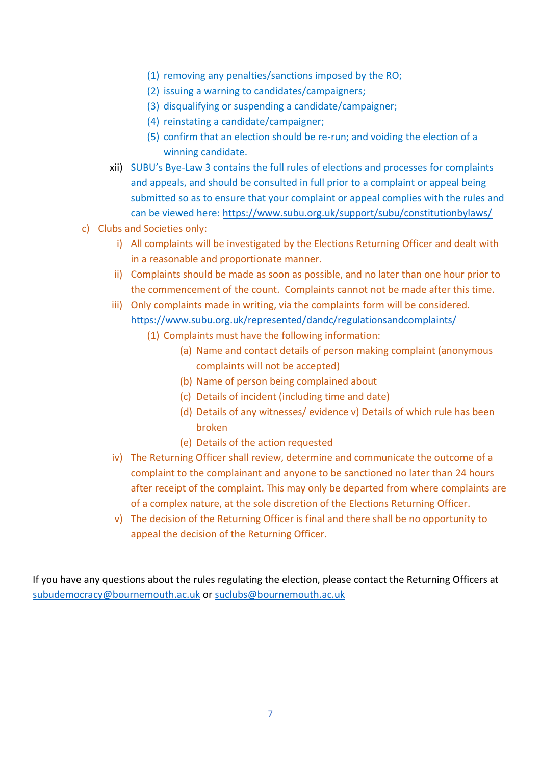- (1) removing any penalties/sanctions imposed by the RO;
    - (2) issuing a warning to candidates/campaigners;
    - (3) disqualifying or suspending a candidate/campaigner;
    - (4) reinstating a candidate/campaigner;
    - (5) confirm that an election should be re-run; and voiding the election of a winning candidate.

  - xii) SUBU's Bye-Law 3 contains the full rules of elections and processes for complaints and appeals, and should be consulted in full prior to a complaint or appeal being submitted so as to ensure that your complaint or appeal complies with the rules and can be viewed here: https://www.subu.org.uk/support/subu/constitutionbylaws/

- c) Clubs and Societies only:
  - i) All complaints will be investigated by the Elections Returning Officer and dealt with in a reasonable and proportionate manner.
  - ii) Complaints should be made as soon as possible, and no later than one hour prior to the commencement of the count. Complaints cannot not be made after this time.
  - iii) Only complaints made in writing, via the complaints form will be considered. https://www.subu.org.uk/represented/dandc/regulationsandcomplaints/
    - (1) Complaints must have the following information:
      - (a) Name and contact details of person making complaint (anonymous complaints will not be accepted)
      - (b) Name of person being complained about
      - (c) Details of incident (including time and date)
      - (d) Details of any witnesses/ evidence v) Details of which rule has been broken
      - (e) Details of the action requested
  - iv) The Returning Officer shall review, determine and communicate the outcome of a complaint to the complainant and anyone to be sanctioned no later than 24 hours after receipt of the complaint. This may only be departed from where complaints are of a complex nature, at the sole discretion of the Elections Returning Officer.
  - v) The decision of the Returning Officer is final and there shall be no opportunity to appeal the decision of the Returning Officer.

If you have any questions about the rules regulating the election, please contact the Returning Officers at subudemocracy@bournemouth.ac.uk or suclubs@bournemouth.ac.uk